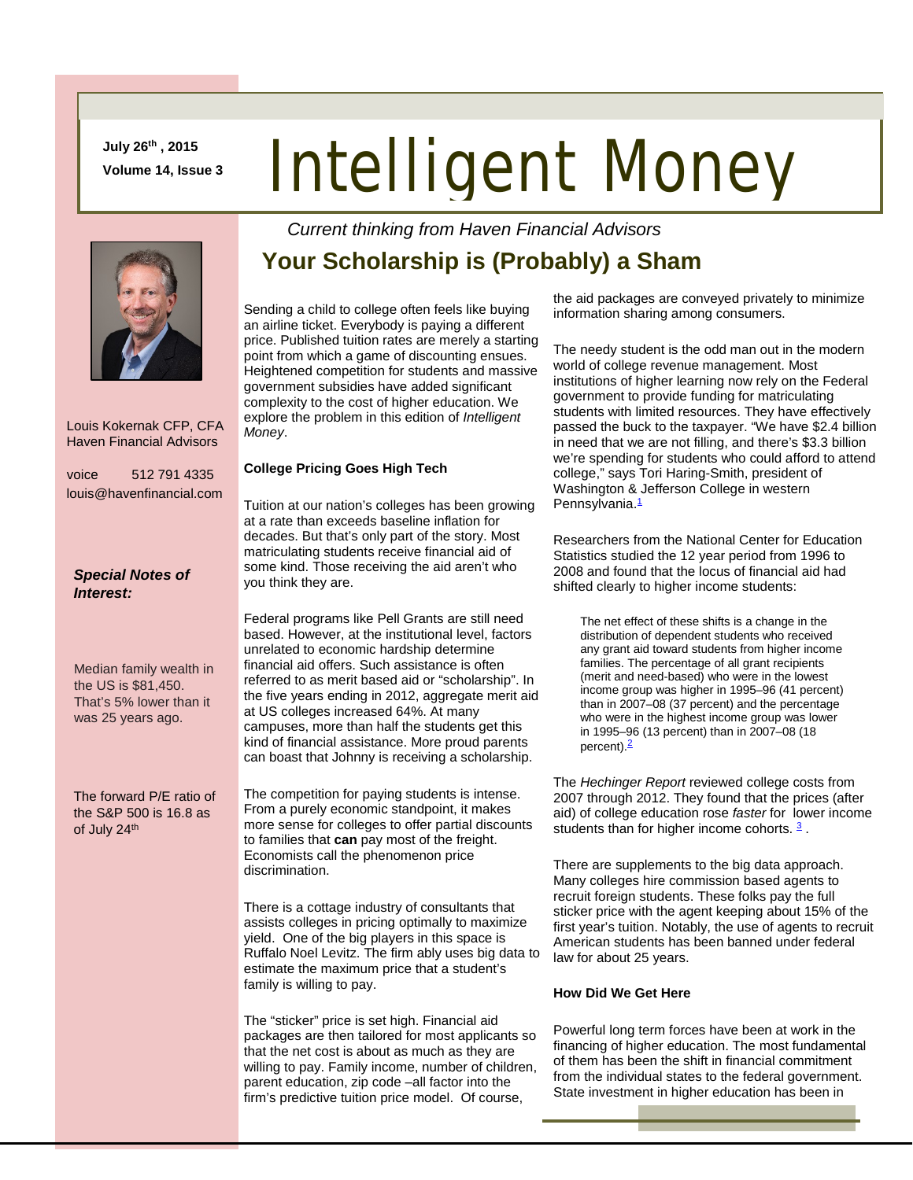July 26th, 2015
Volume 14, Issue 3

# Intelligent Money

*Current thinking from Haven Financial Advisors*

Louis Kokernak CFP, CFA
Haven Financial Advisors

voice 512 791 4335
louis@havenfinancial.com

***Special Notes of Interest:***

Median family wealth in the US is $81,450. That's 5% lower than it was 25 years ago.

The forward P/E ratio of the S&P 500 is 16.8 as of July 24th

## Your Scholarship is (Probably) a Sham

Sending a child to college often feels like buying an airline ticket. Everybody is paying a different price. Published tuition rates are merely a starting point from which a game of discounting ensues. Heightened competition for students and massive government subsidies have added significant complexity to the cost of higher education. We explore the problem in this edition of *Intelligent Money*.

**College Pricing Goes High Tech**

Tuition at our nation's colleges has been growing at a rate than exceeds baseline inflation for decades. But that's only part of the story. Most matriculating students receive financial aid of some kind. Those receiving the aid aren't who you think they are.

Federal programs like Pell Grants are still need based. However, at the institutional level, factors unrelated to economic hardship determine financial aid offers. Such assistance is often referred to as merit based aid or "scholarship". In the five years ending in 2012, aggregate merit aid at US colleges increased 64%. At many campuses, more than half the students get this kind of financial assistance. More proud parents can boast that Johnny is receiving a scholarship.

The competition for paying students is intense. From a purely economic standpoint, it makes more sense for colleges to offer partial discounts to families that **can** pay most of the freight. Economists call the phenomenon price discrimination.

There is a cottage industry of consultants that assists colleges in pricing optimally to maximize yield. One of the big players in this space is Ruffalo Noel Levitz. The firm ably uses big data to estimate the maximum price that a student's family is willing to pay.

The "sticker" price is set high. Financial aid packages are then tailored for most applicants so that the net cost is about as much as they are willing to pay. Family income, number of children, parent education, zip code –all factor into the firm's predictive tuition price model. Of course, the aid packages are conveyed privately to minimize information sharing among consumers.

The needy student is the odd man out in the modern world of college revenue management. Most institutions of higher learning now rely on the Federal government to provide funding for matriculating students with limited resources. They have effectively passed the buck to the taxpayer. "We have $2.4 billion in need that we are not filling, and there's $3.3 billion we're spending for students who could afford to attend college," says Tori Haring-Smith, president of Washington & Jefferson College in western Pennsylvania.[1]

Researchers from the National Center for Education Statistics studied the 12 year period from 1996 to 2008 and found that the locus of financial aid had shifted clearly to higher income students:

> The net effect of these shifts is a change in the distribution of dependent students who received any grant aid toward students from higher income families. The percentage of all grant recipients (merit and need-based) who were in the lowest income group was higher in 1995–96 (41 percent) than in 2007–08 (37 percent) and the percentage who were in the highest income group was lower in 1995–96 (13 percent) than in 2007–08 (18 percent).[2]

The *Hechinger Report* reviewed college costs from 2007 through 2012. They found that the prices (after aid) of college education rose *faster* for lower income students than for higher income cohorts. [3] .

There are supplements to the big data approach. Many colleges hire commission based agents to recruit foreign students. These folks pay the full sticker price with the agent keeping about 15% of the first year's tuition. Notably, the use of agents to recruit American students has been banned under federal law for about 25 years.

**How Did We Get Here**

Powerful long term forces have been at work in the financing of higher education. The most fundamental of them has been the shift in financial commitment from the individual states to the federal government. State investment in higher education has been in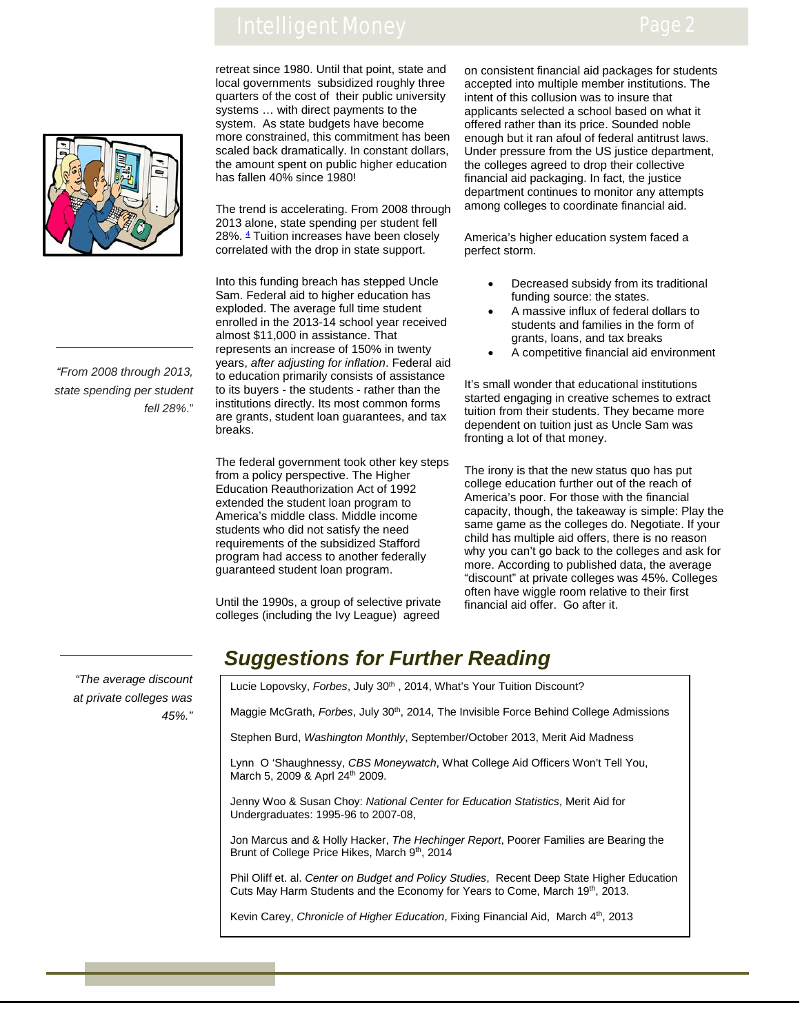retreat since 1980. Until that point, state and local governments subsidized roughly three quarters of the cost of their public university systems … with direct payments to the system. As state budgets have become more constrained, this commitment has been scaled back dramatically. In constant dollars, the amount spent on public higher education has fallen 40% since 1980!

The trend is accelerating. From 2008 through 2013 alone, state spending per student fell 28%. [4] Tuition increases have been closely correlated with the drop in state support.

*"From 2008 through 2013, state spending per student fell 28%."*

Into this funding breach has stepped Uncle Sam. Federal aid to higher education has exploded. The average full time student enrolled in the 2013-14 school year received almost $11,000 in assistance. That represents an increase of 150% in twenty years, *after adjusting for inflation*. Federal aid to education primarily consists of assistance to its buyers - the students - rather than the institutions directly. Its most common forms are grants, student loan guarantees, and tax breaks.

The federal government took other key steps from a policy perspective. The Higher Education Reauthorization Act of 1992 extended the student loan program to America's middle class. Middle income students who did not satisfy the need requirements of the subsidized Stafford program had access to another federally guaranteed student loan program.

Until the 1990s, a group of selective private colleges (including the Ivy League) agreed on consistent financial aid packages for students accepted into multiple member institutions. The intent of this collusion was to insure that applicants selected a school based on what it offered rather than its price. Sounded noble enough but it ran afoul of federal antitrust laws. Under pressure from the US justice department, the colleges agreed to drop their collective financial aid packaging. In fact, the justice department continues to monitor any attempts among colleges to coordinate financial aid.

America's higher education system faced a perfect storm.

- Decreased subsidy from its traditional funding source: the states.
- A massive influx of federal dollars to students and families in the form of grants, loans, and tax breaks
- A competitive financial aid environment

It's small wonder that educational institutions started engaging in creative schemes to extract tuition from their students. They became more dependent on tuition just as Uncle Sam was fronting a lot of that money.

The irony is that the new status quo has put college education further out of the reach of America's poor. For those with the financial capacity, though, the takeaway is simple: Play the same game as the colleges do. Negotiate. If your child has multiple aid offers, there is no reason why you can't go back to the colleges and ask for more. According to published data, the average "discount" at private colleges was 45%. Colleges often have wiggle room relative to their first financial aid offer. Go after it.

*"The average discount at private colleges was 45%."*

## ***Suggestions for Further Reading***

Lucie Lopovsky, *Forbes*, July 30th , 2014, What's Your Tuition Discount?

Maggie McGrath, *Forbes*, July 30th, 2014, The Invisible Force Behind College Admissions

Stephen Burd, *Washington Monthly*, September/October 2013, Merit Aid Madness

Lynn O 'Shaughnessy, *CBS Moneywatch*, What College Aid Officers Won't Tell You, March 5, 2009 & Aprl 24th 2009.

Jenny Woo & Susan Choy: *National Center for Education Statistics*, Merit Aid for Undergraduates: 1995-96 to 2007-08,

Jon Marcus and & Holly Hacker, *The Hechinger Report*, Poorer Families are Bearing the Brunt of College Price Hikes, March 9th, 2014

Phil Oliff et. al. *Center on Budget and Policy Studies*, Recent Deep State Higher Education Cuts May Harm Students and the Economy for Years to Come, March 19th, 2013.

Kevin Carey, *Chronicle of Higher Education*, Fixing Financial Aid, March 4th, 2013